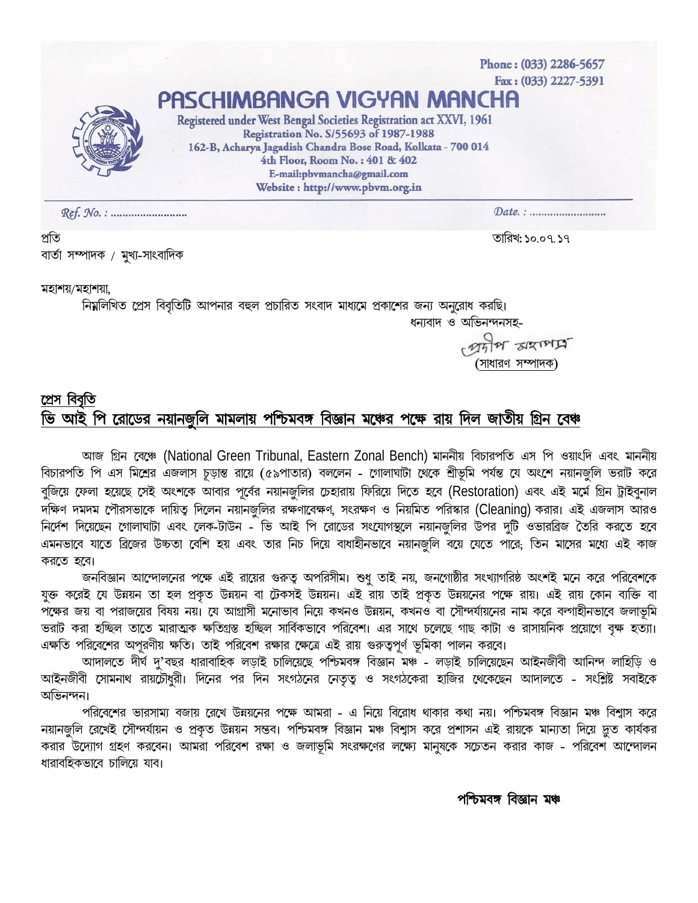Phone : (033) 2286-5657
Fax : (033) 2227-5391

# PASCHIMBANGA VIGYAN MANCHA

Registered under West Bengal Societies Registration act XXVI, 1961
Registration No. S/55693 of 1987-1988
162-B, Acharya Jagadish Chandra Bose Road, Kolkata - 700 014
4th Floor, Room No. : 401 & 402
E-mail:pbvmancha@gmail.com
Website : http://www.pbvm.org.in

*Ref. No. : ..........................* *Date. : ..........................*

প্রতি
বার্তা সম্পাদক / মুখ্য-সংবাদিক

তারিখ: ১০.০৭.১৭

মহাশয়/মহাশয়া,

নিম্নলিখিত প্রেস বিবৃতিটি আপনার বহুল প্রচারিত সংবাদ মাধ্যমে প্রকাশের জন্য অনুরোধ করছি।

ধন্যবাদ ও অভিনন্দনসহ-

প্রদীপ মহাপাত্র
(সাধারণ সম্পাদক)

## প্রেস বিবৃতি

## ভি আই পি রোডের নয়ানজুলি মামলায় পশ্চিমবঙ্গ বিজ্ঞান মঞ্চের পক্ষে রায় দিল জাতীয় গ্রিন বেঞ্চ

আজ গ্রিন বেঞ্চে (National Green Tribunal, Eastern Zonal Bench) মাননীয় বিচারপতি এস পি ওয়াংদি এবং মাননীয় বিচারপতি পি এস মিশ্রের এজলাস চূড়ান্ত রায়ে (৫৯পাতার) বললেন - গোলাঘাটা থেকে শ্রীভূমি পর্যন্ত যে অংশে নয়ানজুলি ভরাট করে বুজিয়ে ফেলা হয়েছে সেই অংশকে আবার পূর্বের নয়ানজুলির চেহারায় ফিরিয়ে দিতে হবে (Restoration) এবং এই মর্মে গ্রিন ট্রাইবুনাল দক্ষিণ দমদম পৌরসভাকে দায়িত্ব দিলেন নয়ানজুলির রক্ষণাবেক্ষণ, সংরক্ষণ ও নিয়মিত পরিস্কার (Cleaning) করার। এই এজলাস আরও নির্দেশ দিয়েছেন গোলাঘাটা এবং লেক-টাউন - ভি আই পি রোডের সংযোগস্থলে নয়ানজুলির উপর দুটি ওভারব্রিজ তৈরি করতে হবে এমনভাবে যাতে ব্রিজের উচ্চতা বেশি হয় এবং তার নিচ দিয়ে বাধাহীনভাবে নয়ানজুলি বয়ে যেতে পারে; তিন মাসের মধ্যে এই কাজ করতে হবে।

জনবিজ্ঞান আন্দোলনের পক্ষে এই রায়ের গুরুত্ব অপরিসীম। শুধু তাই নয়, জনগোষ্ঠীর সংখ্যাগরিষ্ঠ অংশই মনে করে পরিবেশকে যুক্ত করেই যে উন্নয়ন তা হল প্রকৃত উন্নয়ন বা টেকসই উন্নয়ন। এই রায় তাই প্রকৃত উন্নয়নের পক্ষে রায়। এই রায় কোন ব্যক্তি বা পক্ষের জয় বা পরাজয়ের বিষয় নয়। যে আগ্রাসী মনোভাব নিয়ে কখনও উন্নয়ন, কখনও বা সৌন্দর্যায়নের নাম করে বল্গাহীনভাবে জলাভূমি ভরাট করা হচ্ছিল তাতে মারাত্মক ক্ষতিগ্রস্ত হচ্ছিল সার্বিকভাবে পরিবেশ। এর সাথে চলেছে গাছ কাটা ও রাসায়নিক প্রয়োগে বৃক্ষ হত্যা। এক্ষতি পরিবেশের অপূরণীয় ক্ষতি। তাই পরিবেশ রক্ষার ক্ষেত্রে এই রায় গুরুত্বপূর্ণ ভূমিকা পালন করবে।

আদালতে দীর্ঘ দু'বছর ধারাবাহিক লড়াই চালিয়েছে পশ্চিমবঙ্গ বিজ্ঞান মঞ্চ - লড়াই চালিয়েছেন আইনজীবী আনিন্দ লাহিড়ি ও আইনজীবী সোমনাথ রায়চৌধুরী। দিনের পর দিন সংগঠনের নেতৃত্ব ও সংগঠকেরা হাজির থেকেছেন আদালতে - সংশ্লিষ্ট সবাইকে অভিনন্দন।

পরিবেশের ভারসাম্য বজায় রেখে উন্নয়নের পক্ষে আমরা - এ নিয়ে বিরোধ থাকার কথা নয়। পশ্চিমবঙ্গ বিজ্ঞান মঞ্চ বিশ্বাস করে নয়ানজুলি রেখেই সৌন্দর্যায়ন ও প্রকৃত উন্নয়ন সম্ভব। পশ্চিমবঙ্গ বিজ্ঞান মঞ্চ বিশ্বাস করে প্রশাসন এই রায়কে মান্যতা দিয়ে দ্রুত কার্যকর করার উদ্যোগ গ্রহণ করবেন। আমরা পরিবেশ রক্ষা ও জলাভূমি সংরক্ষণের লক্ষ্যে মানুষকে সচেতন করার কাজ - পরিবেশ আন্দোলন ধারাবহিকভাবে চালিয়ে যাব।

**পশ্চিমবঙ্গ বিজ্ঞান মঞ্চ**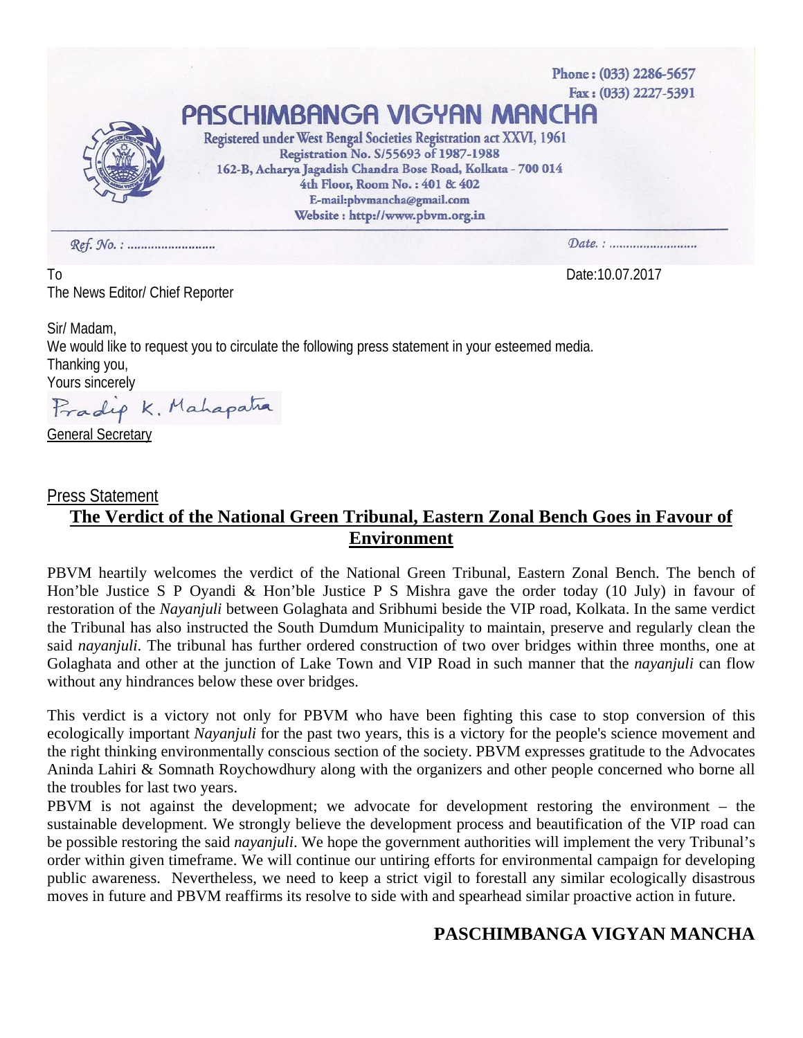# PASCHIMBANGA VIGYAN MANCHA

Registered under West Bengal Societies Registration act XXVI, 1961
Registration No. S/55693 of 1987-1988
162-B, Acharya Jagadish Chandra Bose Road, Kolkata - 700 014
4th Floor, Room No. : 401 & 402
E-mail:pbvmancha@gmail.com
Website : http://www.pbvm.org.in

Phone : (033) 2286-5657
Fax : (033) 2227-5391

Ref. No. : ..........................

Date. : ..........................

To

The News Editor/ Chief Reporter

Date:10.07.2017

Sir/ Madam,

We would like to request you to circulate the following press statement in your esteemed media.

Thanking you,

Yours sincerely

Pradip K. Mahapatra

General Secretary

Press Statement

## The Verdict of the National Green Tribunal, Eastern Zonal Bench Goes in Favour of Environment

PBVM heartily welcomes the verdict of the National Green Tribunal, Eastern Zonal Bench. The bench of Hon'ble Justice S P Oyandi & Hon'ble Justice P S Mishra gave the order today (10 July) in favour of restoration of the *Nayanjuli* between Golaghata and Sribhumi beside the VIP road, Kolkata. In the same verdict the Tribunal has also instructed the South Dumdum Municipality to maintain, preserve and regularly clean the said *nayanjuli*. The tribunal has further ordered construction of two over bridges within three months, one at Golaghata and other at the junction of Lake Town and VIP Road in such manner that the *nayanjuli* can flow without any hindrances below these over bridges.

This verdict is a victory not only for PBVM who have been fighting this case to stop conversion of this ecologically important *Nayanjuli* for the past two years, this is a victory for the people's science movement and the right thinking environmentally conscious section of the society. PBVM expresses gratitude to the Advocates Aninda Lahiri & Somnath Roychowdhury along with the organizers and other people concerned who borne all the troubles for last two years.

PBVM is not against the development; we advocate for development restoring the environment – the sustainable development. We strongly believe the development process and beautification of the VIP road can be possible restoring the said *nayanjuli*. We hope the government authorities will implement the very Tribunal's order within given timeframe. We will continue our untiring efforts for environmental campaign for developing public awareness. Nevertheless, we need to keep a strict vigil to forestall any similar ecologically disastrous moves in future and PBVM reaffirms its resolve to side with and spearhead similar proactive action in future.

**PASCHIMBANGA VIGYAN MANCHA**